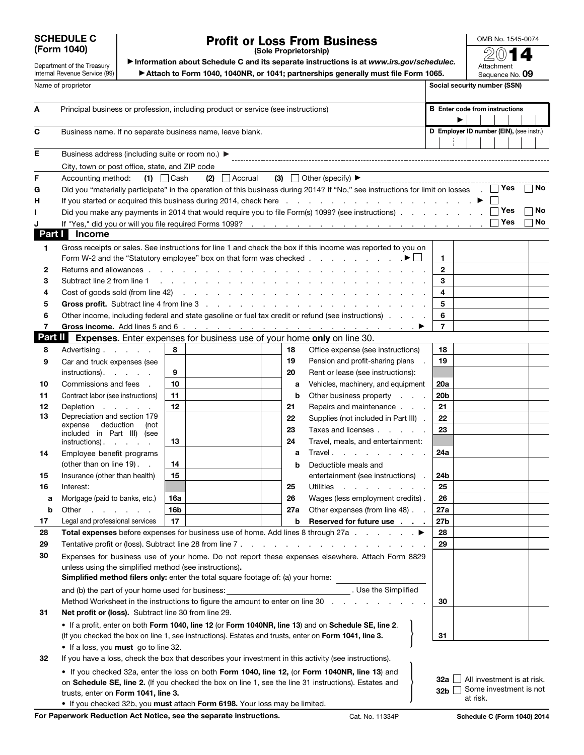**SCHEDULE C (Form 1040)**

Department of the Treasury
Internal Revenue Service (99)

# Profit or Loss From Business

**(Sole Proprietorship)**

▶ Information about Schedule C and its separate instructions is at *www.irs.gov/schedulec*.

▶ Attach to Form 1040, 1040NR, or 1041; partnerships generally must file Form 1065.

OMB No. 1545-0074

**2014**

Attachment Sequence No. **09**

| Name of proprietor | Social security number (SSN) |
|---|---|
| | |

| | | |
|---|---|---|
| **A** | Principal business or profession, including product or service (see instructions) | **B** Enter code from instructions ▶ |
| **C** | Business name. If no separate business name, leave blank. | **D** Employer ID number (EIN), (see instr.) |
| **E** | Business address (including suite or room no.) ▶ | |
| | City, town or post office, state, and ZIP code | |
| **F** | Accounting method: (1) ☐ Cash (2) ☐ Accrual (3) ☐ Other (specify) ▶ | |
| **G** | Did you "materially participate" in the operation of this business during 2014? If "No," see instructions for limit on losses | ☐ Yes ☐ No |
| **H** | If you started or acquired this business during 2014, check here ▶ | ☐ |
| **I** | Did you make any payments in 2014 that would require you to file Form(s) 1099? (see instructions) | ☐ Yes ☐ No |
| **J** | If "Yes," did you or will you file required Forms 1099? | ☐ Yes ☐ No |

## Part I Income

| | | | |
|---|---|---|---|
| **1** | Gross receipts or sales. See instructions for line 1 and check the box if this income was reported to you on Form W-2 and the "Statutory employee" box on that form was checked ▶ ☐ | **1** | |
| **2** | Returns and allowances | **2** | |
| **3** | Subtract line 2 from line 1 | **3** | |
| **4** | Cost of goods sold (from line 42) | **4** | |
| **5** | **Gross profit.** Subtract line 4 from line 3 | **5** | |
| **6** | Other income, including federal and state gasoline or fuel tax credit or refund (see instructions) | **6** | |
| **7** | **Gross income.** Add lines 5 and 6 ▶ | **7** | |

## Part II Expenses. Enter expenses for business use of your home **only** on line 30.

| | | | | | | | |
|---|---|---|---|---|---|---|---|
| **8** | Advertising | **8** | | **18** | Office expense (see instructions) | **18** | |
| **9** | Car and truck expenses (see instructions) | **9** | | **19** | Pension and profit-sharing plans | **19** | |
| | | | | **20** | Rent or lease (see instructions): | | |
| **10** | Commissions and fees | **10** | | **a** | Vehicles, machinery, and equipment | **20a** | |
| **11** | Contract labor (see instructions) | **11** | | **b** | Other business property | **20b** | |
| **12** | Depletion | **12** | | **21** | Repairs and maintenance | **21** | |
| **13** | Depreciation and section 179 expense deduction (not included in Part III) (see instructions) | **13** | | **22** | Supplies (not included in Part III) | **22** | |
| | | | | **23** | Taxes and licenses | **23** | |
| | | | | **24** | Travel, meals, and entertainment: | | |
| **14** | Employee benefit programs (other than on line 19) | **14** | | **a** | Travel | **24a** | |
| **15** | Insurance (other than health) | **15** | | **b** | Deductible meals and entertainment (see instructions) | **24b** | |
| **16** | Interest: | | | **25** | Utilities | **25** | |
| **a** | Mortgage (paid to banks, etc.) | **16a** | | **26** | Wages (less employment credits) | **26** | |
| **b** | Other | **16b** | | **27a** | Other expenses (from line 48) | **27a** | |
| **17** | Legal and professional services | **17** | | **b** | **Reserved for future use** | **27b** | |

| | | | |
|---|---|---|---|
| **28** | **Total expenses** before expenses for business use of home. Add lines 8 through 27a ▶ | **28** | |
| **29** | Tentative profit or (loss). Subtract line 28 from line 7 | **29** | |
| **30** | Expenses for business use of your home. Do not report these expenses elsewhere. Attach Form 8829 unless using the simplified method (see instructions). **Simplified method filers only:** enter the total square footage of: (a) your home: ______ and (b) the part of your home used for business: ______ . Use the Simplified Method Worksheet in the instructions to figure the amount to enter on line 30 | **30** | |
| **31** | **Net profit or (loss).** Subtract line 30 from line 29. • If a profit, enter on both **Form 1040, line 12** (or **Form 1040NR, line 13**) and on **Schedule SE, line 2**. (If you checked the box on line 1, see instructions). Estates and trusts, enter on **Form 1041, line 3.** • If a loss, you **must** go to line 32. | **31** | |
| **32** | If you have a loss, check the box that describes your investment in this activity (see instructions). • If you checked 32a, enter the loss on both **Form 1040, line 12,** (or **Form 1040NR, line 13**) and on **Schedule SE, line 2.** (If you checked the box on line 1, see the line 31 instructions). Estates and trusts, enter on **Form 1041, line 3.** • If you checked 32b, you **must** attach **Form 6198.** Your loss may be limited. | **32a** ☐ All investment is at risk. **32b** ☐ Some investment is not at risk. | |

**For Paperwork Reduction Act Notice, see the separate instructions.** Cat. No. 11334P **Schedule C (Form 1040) 2014**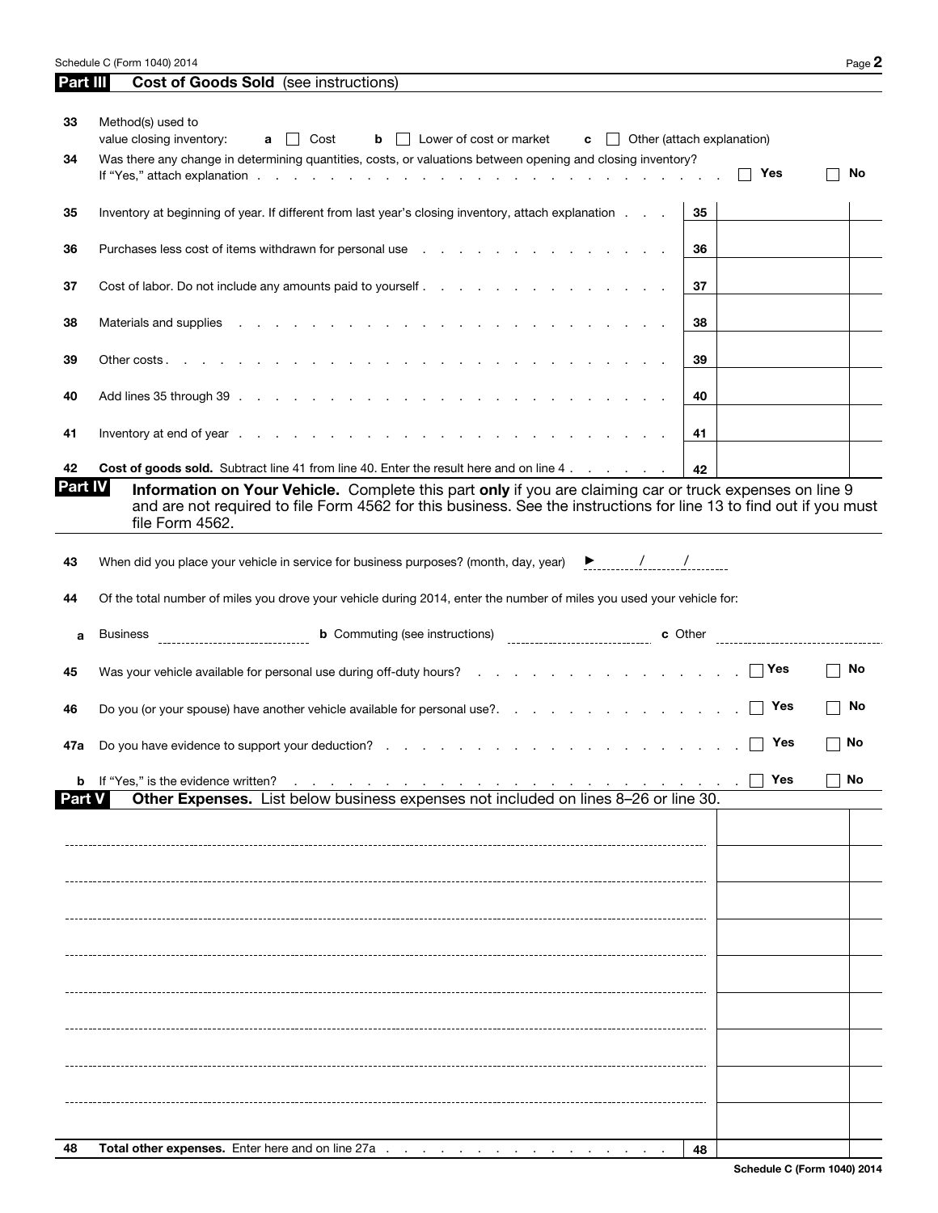## Part III Cost of Goods Sold (see instructions)

**33** Method(s) used to value closing inventory: **a** ☐ Cost **b** ☐ Lower of cost or market **c** ☐ Other (attach explanation)

**34** Was there any change in determining quantities, costs, or valuations between opening and closing inventory? If "Yes," attach explanation . . . ☐ Yes ☐ No

| | | | |
|---|---|---|---|
| 35 | Inventory at beginning of year. If different from last year's closing inventory, attach explanation | 35 | |
| 36 | Purchases less cost of items withdrawn for personal use | 36 | |
| 37 | Cost of labor. Do not include any amounts paid to yourself | 37 | |
| 38 | Materials and supplies | 38 | |
| 39 | Other costs | 39 | |
| 40 | Add lines 35 through 39 | 40 | |
| 41 | Inventory at end of year | 41 | |
| 42 | **Cost of goods sold.** Subtract line 41 from line 40. Enter the result here and on line 4 | 42 | |

## Part IV Information on Your Vehicle.

Complete this part **only** if you are claiming car or truck expenses on line 9 and are not required to file Form 4562 for this business. See the instructions for line 13 to find out if you must file Form 4562.

**43** When did you place your vehicle in service for business purposes? (month, day, year) ► ____ / ____ / ____

**44** Of the total number of miles you drove your vehicle during 2014, enter the number of miles you used your vehicle for:

**a** Business ____________ **b** Commuting (see instructions) ____________ **c** Other ____________

**45** Was your vehicle available for personal use during off-duty hours? . . . ☐ Yes ☐ No

**46** Do you (or your spouse) have another vehicle available for personal use? . . . ☐ Yes ☐ No

**47a** Do you have evidence to support your deduction? . . . ☐ Yes ☐ No

**b** If "Yes," is the evidence written? . . . ☐ Yes ☐ No

## Part V Other Expenses.

List below business expenses not included on lines 8–26 or line 30.

| | | |
|---|---|---|
| | | |
| | | |
| | | |
| | | |
| | | |
| | | |
| | | |
| | | |
| | | |
| **48 Total other expenses.** Enter here and on line 27a | 48 | |